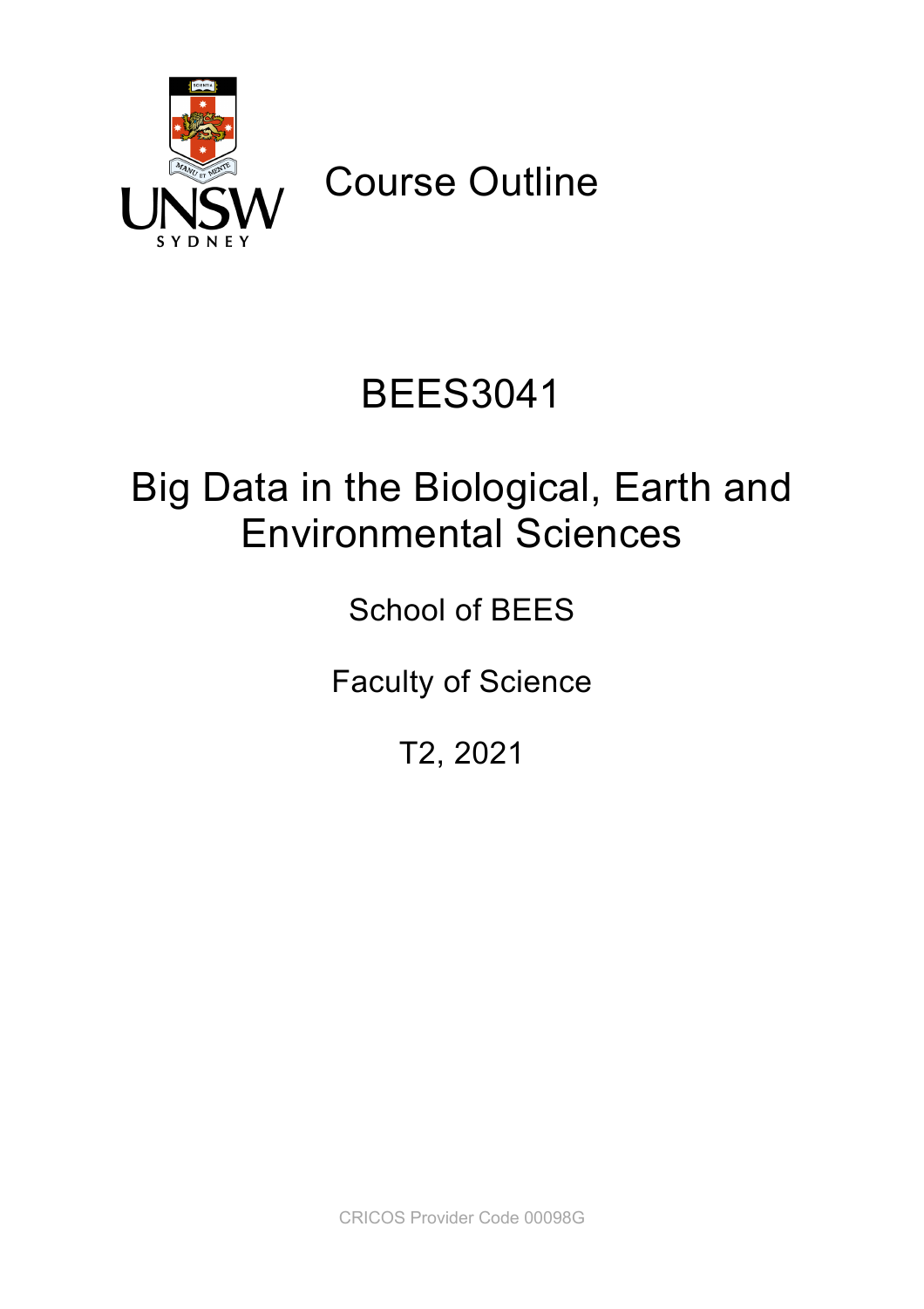# Course Outline

# BEES3041

# Big Data in the Biological, Earth and Environmental Sciences

School of BEES

Faculty of Science

T2, 2021

CRICOS Provider Code 00098G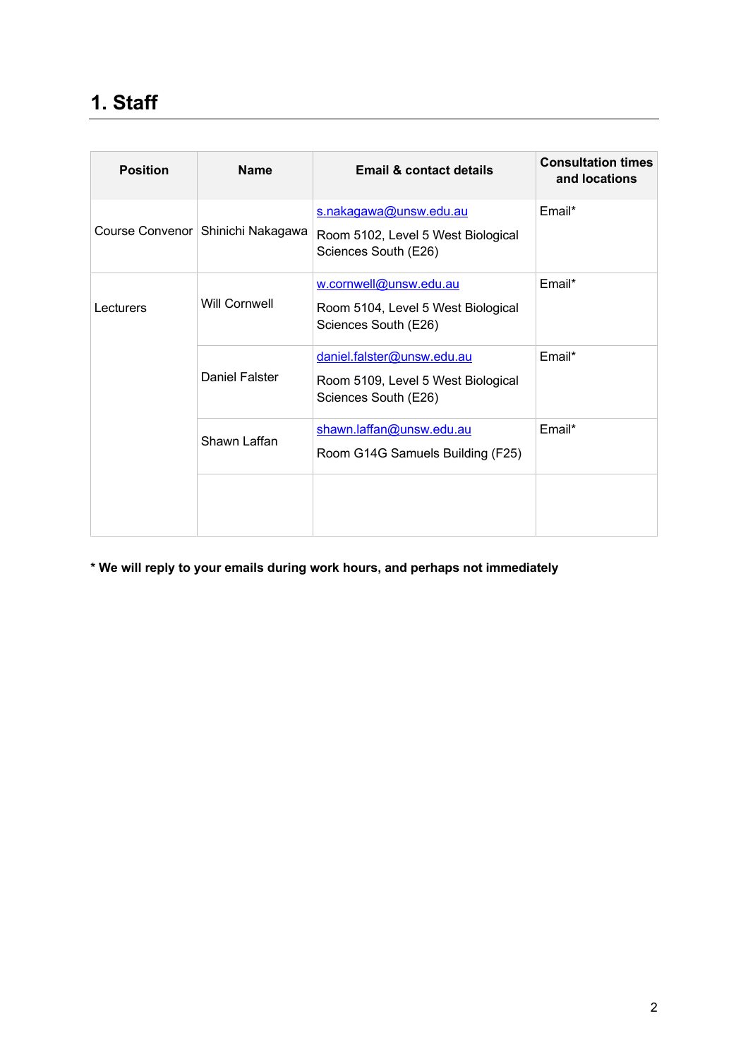# 1. Staff

| Position | Name | Email & contact details | Consultation times and locations |
|---|---|---|---|
| Course Convenor | Shinichi Nakagawa | s.nakagawa@unsw.edu.au<br>Room 5102, Level 5 West Biological Sciences South (E26) | Email* |
| Lecturers | Will Cornwell | w.cornwell@unsw.edu.au<br>Room 5104, Level 5 West Biological Sciences South (E26) | Email* |
| | Daniel Falster | daniel.falster@unsw.edu.au<br>Room 5109, Level 5 West Biological Sciences South (E26) | Email* |
| | Shawn Laffan | shawn.laffan@unsw.edu.au<br>Room G14G Samuels Building (F25) | Email* |
| | | | |

**\* We will reply to your emails during work hours, and perhaps not immediately**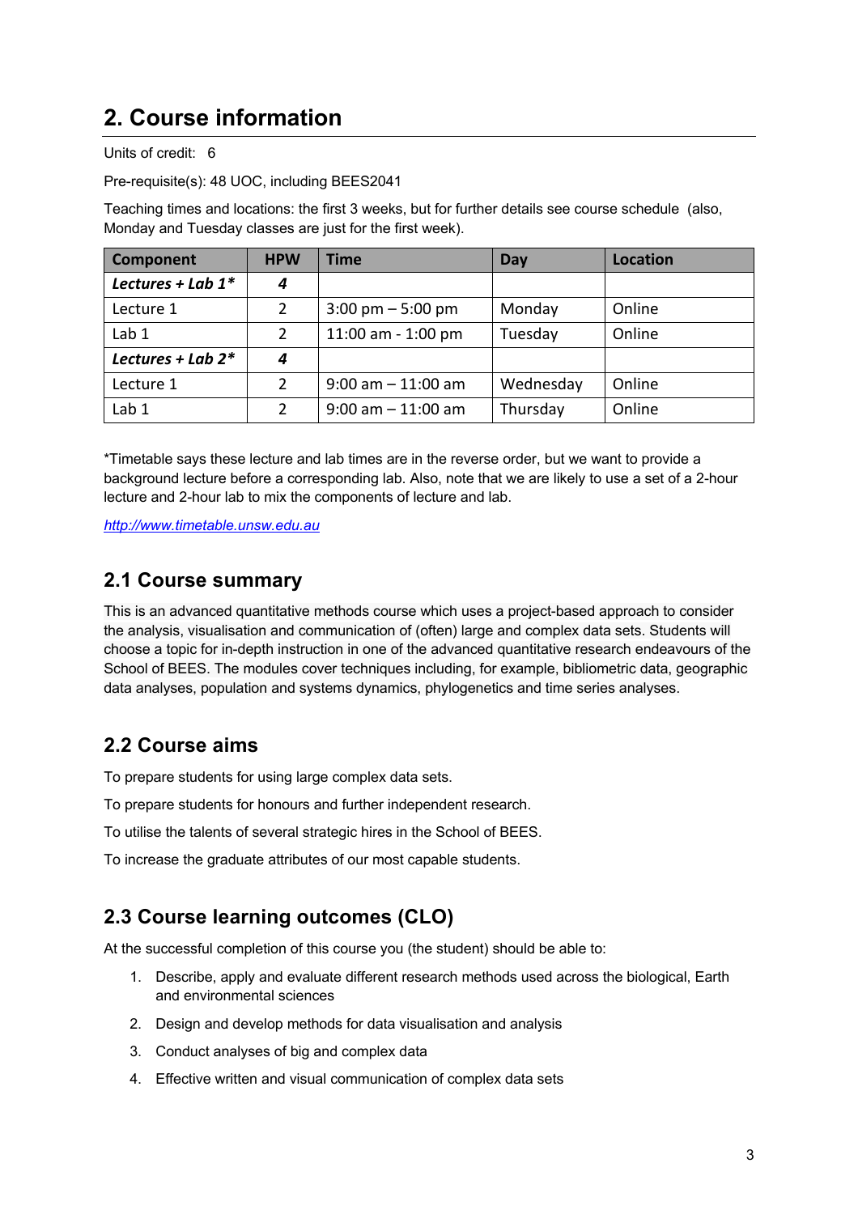# 2. Course information

Units of credit: 6

Pre-requisite(s): 48 UOC, including BEES2041

Teaching times and locations: the first 3 weeks, but for further details see course schedule (also, Monday and Tuesday classes are just for the first week).

| Component | HPW | Time | Day | Location |
|---|---|---|---|---|
| ***Lectures + Lab 1**** | ***4*** | | | |
| Lecture 1 | 2 | 3:00 pm – 5:00 pm | Monday | Online |
| Lab 1 | 2 | 11:00 am - 1:00 pm | Tuesday | Online |
| ***Lectures + Lab 2**** | ***4*** | | | |
| Lecture 1 | 2 | 9:00 am – 11:00 am | Wednesday | Online |
| Lab 1 | 2 | 9:00 am – 11:00 am | Thursday | Online |

*Timetable says these lecture and lab times are in the reverse order, but we want to provide a background lecture before a corresponding lab. Also, note that we are likely to use a set of a 2-hour lecture and 2-hour lab to mix the components of lecture and lab.

*http://www.timetable.unsw.edu.au*

## 2.1 Course summary

This is an advanced quantitative methods course which uses a project-based approach to consider the analysis, visualisation and communication of (often) large and complex data sets. Students will choose a topic for in-depth instruction in one of the advanced quantitative research endeavours of the School of BEES. The modules cover techniques including, for example, bibliometric data, geographic data analyses, population and systems dynamics, phylogenetics and time series analyses.

## 2.2 Course aims

To prepare students for using large complex data sets.

To prepare students for honours and further independent research.

To utilise the talents of several strategic hires in the School of BEES.

To increase the graduate attributes of our most capable students.

## 2.3 Course learning outcomes (CLO)

At the successful completion of this course you (the student) should be able to:

1. Describe, apply and evaluate different research methods used across the biological, Earth and environmental sciences
2. Design and develop methods for data visualisation and analysis
3. Conduct analyses of big and complex data
4. Effective written and visual communication of complex data sets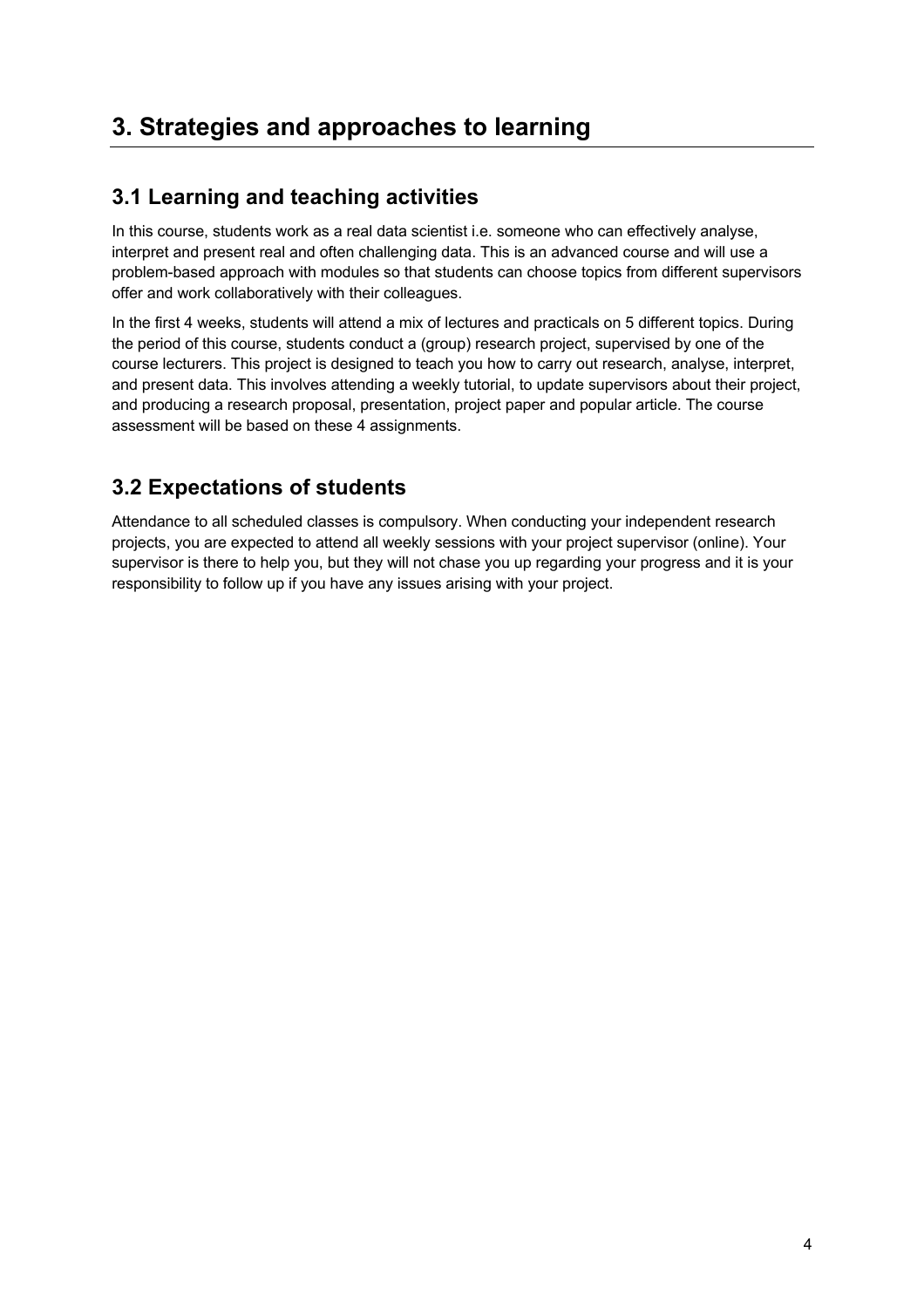# 3. Strategies and approaches to learning

## 3.1 Learning and teaching activities

In this course, students work as a real data scientist i.e. someone who can effectively analyse, interpret and present real and often challenging data. This is an advanced course and will use a problem-based approach with modules so that students can choose topics from different supervisors offer and work collaboratively with their colleagues.

In the first 4 weeks, students will attend a mix of lectures and practicals on 5 different topics. During the period of this course, students conduct a (group) research project, supervised by one of the course lecturers. This project is designed to teach you how to carry out research, analyse, interpret, and present data. This involves attending a weekly tutorial, to update supervisors about their project, and producing a research proposal, presentation, project paper and popular article. The course assessment will be based on these 4 assignments.

## 3.2 Expectations of students

Attendance to all scheduled classes is compulsory. When conducting your independent research projects, you are expected to attend all weekly sessions with your project supervisor (online). Your supervisor is there to help you, but they will not chase you up regarding your progress and it is your responsibility to follow up if you have any issues arising with your project.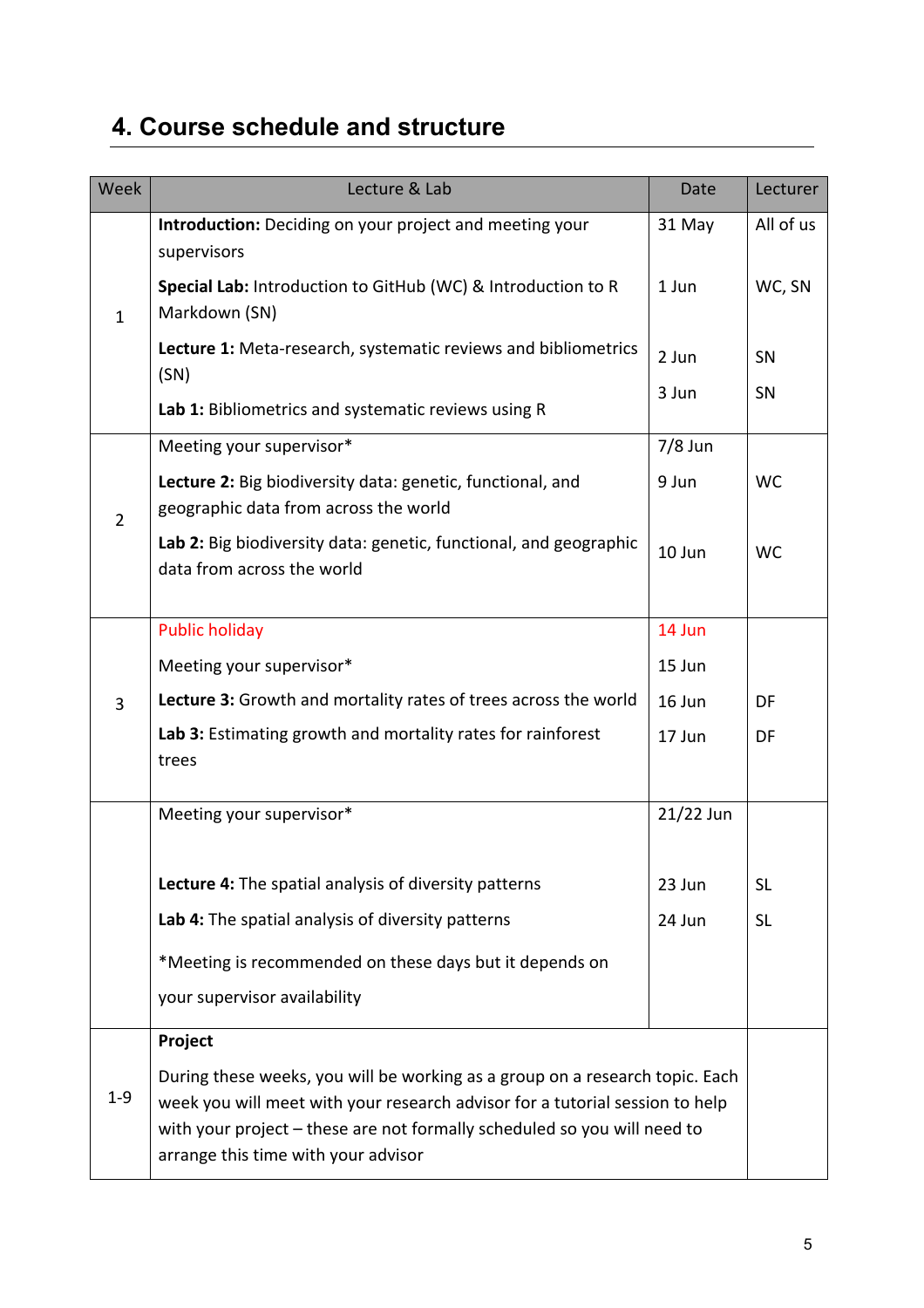## 4. Course schedule and structure

| Week | Lecture & Lab | Date | Lecturer |
|---|---|---|---|
| 1 | **Introduction:** Deciding on your project and meeting your supervisors | 31 May | All of us |
| | **Special Lab:** Introduction to GitHub (WC) & Introduction to R Markdown (SN) | 1 Jun | WC, SN |
| | **Lecture 1:** Meta-research, systematic reviews and bibliometrics (SN) | 2 Jun | SN |
| | **Lab 1:** Bibliometrics and systematic reviews using R | 3 Jun | SN |
| 2 | Meeting your supervisor* | 7/8 Jun | |
| | **Lecture 2:** Big biodiversity data: genetic, functional, and geographic data from across the world | 9 Jun | WC |
| | **Lab 2:** Big biodiversity data: genetic, functional, and geographic data from across the world | 10 Jun | WC |
| 3 | Public holiday | 14 Jun | |
| | Meeting your supervisor* | 15 Jun | |
| | **Lecture 3:** Growth and mortality rates of trees across the world | 16 Jun | DF |
| | **Lab 3:** Estimating growth and mortality rates for rainforest trees | 17 Jun | DF |
| | Meeting your supervisor* | 21/22 Jun | |
| | **Lecture 4:** The spatial analysis of diversity patterns | 23 Jun | SL |
| | **Lab 4:** The spatial analysis of diversity patterns | 24 Jun | SL |
| | *Meeting is recommended on these days but it depends on your supervisor availability | | |
| 1-9 | **Project** During these weeks, you will be working as a group on a research topic. Each week you will meet with your research advisor for a tutorial session to help with your project – these are not formally scheduled so you will need to arrange this time with your advisor | | |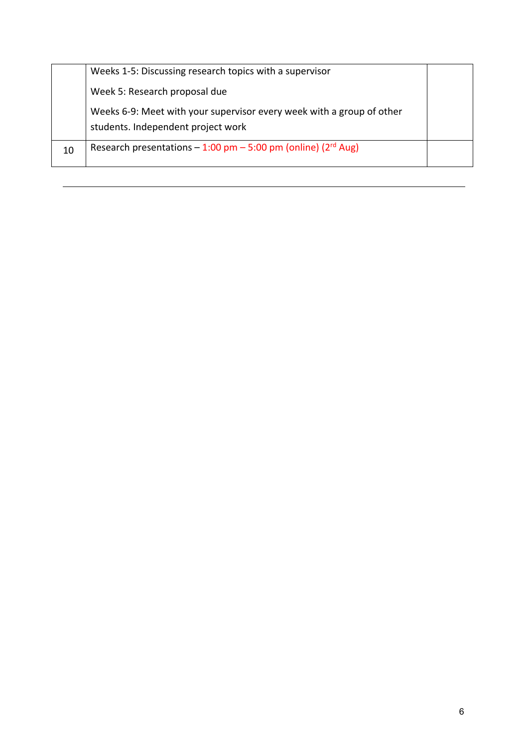| | | |
|---|---|---|
| | Weeks 1-5: Discussing research topics with a supervisor<br><br>Week 5: Research proposal due<br><br>Weeks 6-9: Meet with your supervisor every week with a group of other students. Independent project work | |
| 10 | Research presentations – 1:00 pm – 5:00 pm (online) (2rd Aug) | |

---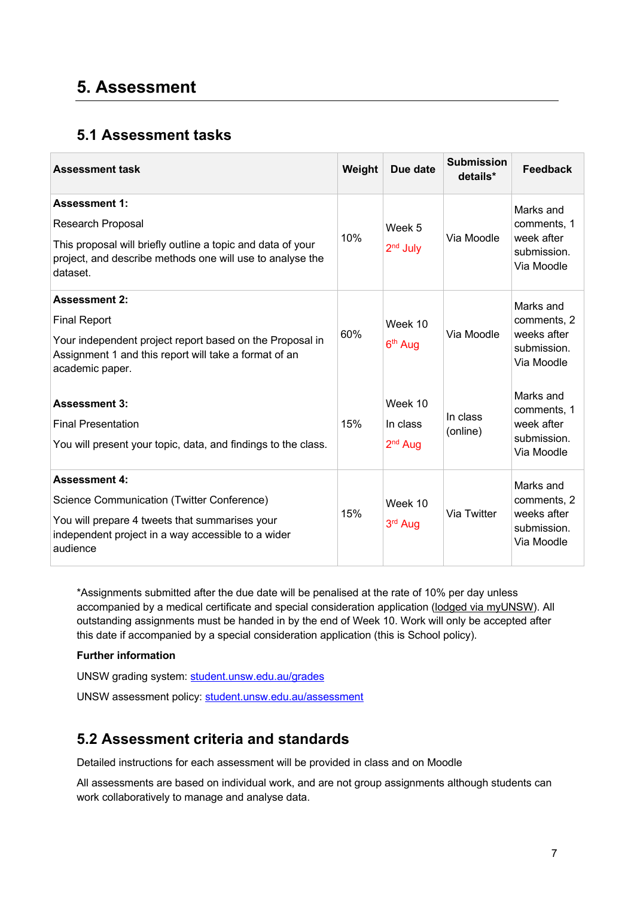## 5. Assessment

### 5.1 Assessment tasks

| Assessment task | Weight | Due date | Submission details* | Feedback |
|---|---|---|---|---|
| **Assessment 1:**<br>Research Proposal<br>This proposal will briefly outline a topic and data of your project, and describe methods one will use to analyse the dataset. | 10% | Week 5<br>2nd July | Via Moodle | Marks and comments, 1 week after submission. Via Moodle |
| **Assessment 2:**<br>Final Report<br>Your independent project report based on the Proposal in Assignment 1 and this report will take a format of an academic paper. | 60% | Week 10<br>6th Aug | Via Moodle | Marks and comments, 2 weeks after submission. Via Moodle |
| **Assessment 3:**<br>Final Presentation<br>You will present your topic, data, and findings to the class. | 15% | Week 10<br>In class<br>2nd Aug | In class (online) | Marks and comments, 1 week after submission. Via Moodle |
| **Assessment 4:**<br>Science Communication (Twitter Conference)<br>You will prepare 4 tweets that summarises your independent project in a way accessible to a wider audience | 15% | Week 10<br>3rd Aug | Via Twitter | Marks and comments, 2 weeks after submission. Via Moodle |

*Assignments submitted after the due date will be penalised at the rate of 10% per day unless accompanied by a medical certificate and special consideration application (lodged via myUNSW). All outstanding assignments must be handed in by the end of Week 10. Work will only be accepted after this date if accompanied by a special consideration application (this is School policy).

**Further information**

UNSW grading system: student.unsw.edu.au/grades

UNSW assessment policy: student.unsw.edu.au/assessment

### 5.2 Assessment criteria and standards

Detailed instructions for each assessment will be provided in class and on Moodle

All assessments are based on individual work, and are not group assignments although students can work collaboratively to manage and analyse data.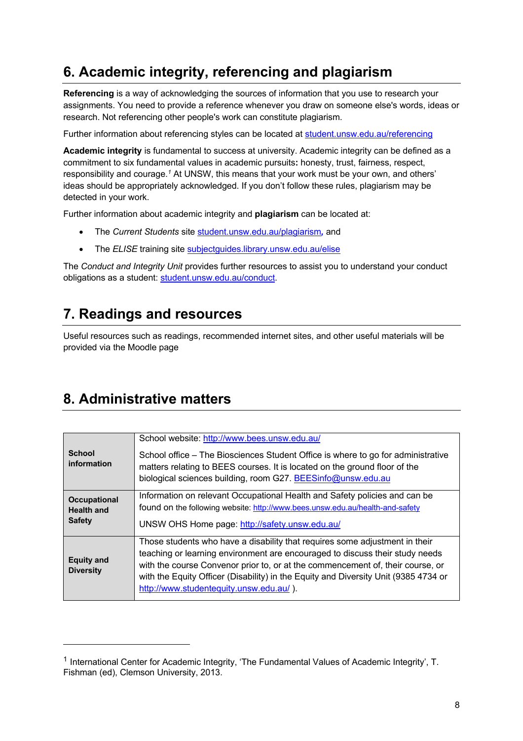## 6. Academic integrity, referencing and plagiarism

**Referencing** is a way of acknowledging the sources of information that you use to research your assignments. You need to provide a reference whenever you draw on someone else's words, ideas or research. Not referencing other people's work can constitute plagiarism.

Further information about referencing styles can be located at student.unsw.edu.au/referencing

**Academic integrity** is fundamental to success at university. Academic integrity can be defined as a commitment to six fundamental values in academic pursuits**:** honesty, trust, fairness, respect, responsibility and courage.[1] At UNSW, this means that your work must be your own, and others' ideas should be appropriately acknowledged. If you don't follow these rules, plagiarism may be detected in your work.

Further information about academic integrity and **plagiarism** can be located at:

- The *Current Students* site student.unsw.edu.au/plagiarism*,* and
- The *ELISE* training site subjectguides.library.unsw.edu.au/elise

The *Conduct and Integrity Unit* provides further resources to assist you to understand your conduct obligations as a student: student.unsw.edu.au/conduct.

## 7. Readings and resources

Useful resources such as readings, recommended internet sites, and other useful materials will be provided via the Moodle page

## 8. Administrative matters

| | |
|---|---|
| **School information** | School website: http://www.bees.unsw.edu.au/<br><br>School office – The Biosciences Student Office is where to go for administrative matters relating to BEES courses. It is located on the ground floor of the biological sciences building, room G27. BEESinfo@unsw.edu.au |
| **Occupational Health and Safety** | Information on relevant Occupational Health and Safety policies and can be found on the following website: http://www.bees.unsw.edu.au/health-and-safety<br><br>UNSW OHS Home page: http://safety.unsw.edu.au/ |
| **Equity and Diversity** | Those students who have a disability that requires some adjustment in their teaching or learning environment are encouraged to discuss their study needs with the course Convenor prior to, or at the commencement of, their course, or with the Equity Officer (Disability) in the Equity and Diversity Unit (9385 4734 or http://www.studentequity.unsw.edu.au/ ). |

---

[1] International Center for Academic Integrity, 'The Fundamental Values of Academic Integrity', T. Fishman (ed), Clemson University, 2013.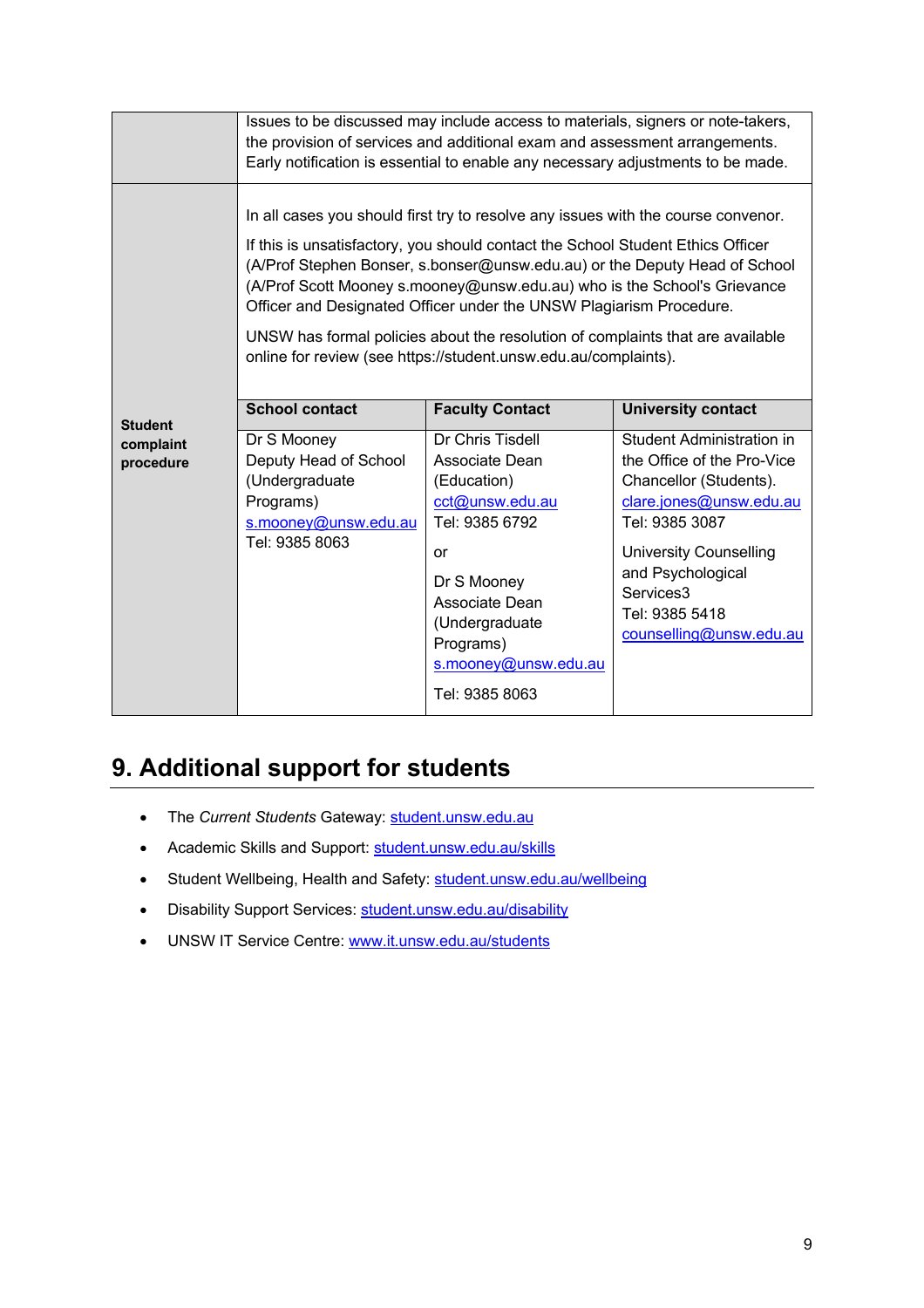| | | | |
|---|---|---|---|
| | Issues to be discussed may include access to materials, signers or note-takers, the provision of services and additional exam and assessment arrangements. Early notification is essential to enable any necessary adjustments to be made. | | |
| **Student complaint procedure** | In all cases you should first try to resolve any issues with the course convenor.<br><br>If this is unsatisfactory, you should contact the School Student Ethics Officer (A/Prof Stephen Bonser, s.bonser@unsw.edu.au) or the Deputy Head of School (A/Prof Scott Mooney s.mooney@unsw.edu.au) who is the School's Grievance Officer and Designated Officer under the UNSW Plagiarism Procedure.<br><br>UNSW has formal policies about the resolution of complaints that are available online for review (see https://student.unsw.edu.au/complaints). | | |
| | **School contact** | **Faculty Contact** | **University contact** |
| | Dr S Mooney<br>Deputy Head of School (Undergraduate Programs)<br>s.mooney@unsw.edu.au<br>Tel: 9385 8063 | Dr Chris Tisdell<br>Associate Dean (Education)<br>cct@unsw.edu.au<br>Tel: 9385 6792<br><br>or<br><br>Dr S Mooney<br>Associate Dean (Undergraduate Programs)<br>s.mooney@unsw.edu.au<br><br>Tel: 9385 8063 | Student Administration in the Office of the Pro-Vice Chancellor (Students).<br>clare.jones@unsw.edu.au<br>Tel: 9385 3087<br><br>University Counselling and Psychological Services3<br>Tel: 9385 5418<br>counselling@unsw.edu.au |

# 9. Additional support for students

- The *Current Students* Gateway: student.unsw.edu.au
- Academic Skills and Support: student.unsw.edu.au/skills
- Student Wellbeing, Health and Safety: student.unsw.edu.au/wellbeing
- Disability Support Services: student.unsw.edu.au/disability
- UNSW IT Service Centre: www.it.unsw.edu.au/students